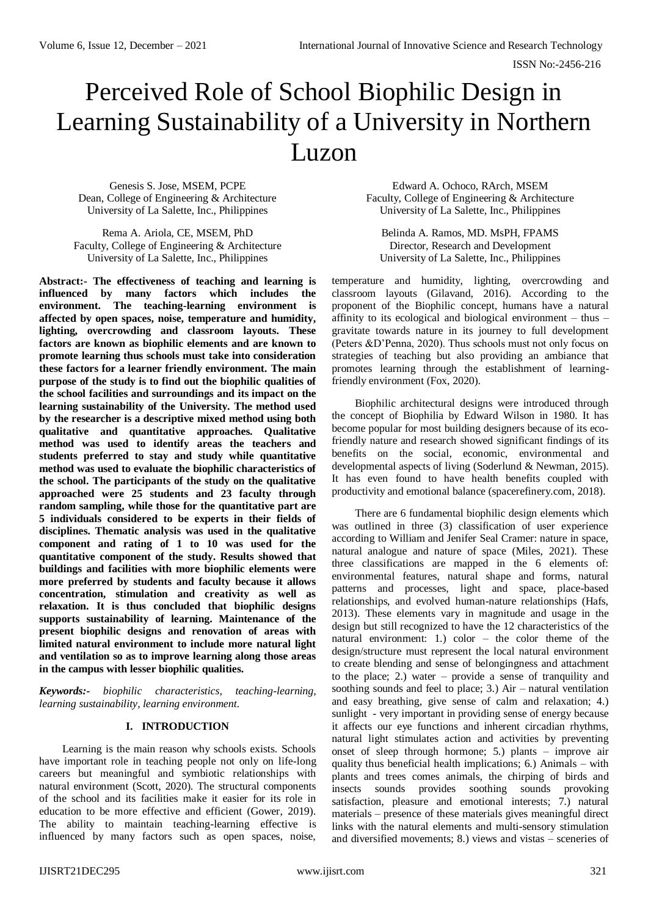# Perceived Role of School Biophilic Design in Learning Sustainability of a University in Northern Luzon

Genesis S. Jose, MSEM, PCPE
Dean, College of Engineering & Architecture
University of La Salette, Inc., Philippines

Edward A. Ochoco, RArch, MSEM
Faculty, College of Engineering & Architecture
University of La Salette, Inc., Philippines

Rema A. Ariola, CE, MSEM, PhD
Faculty, College of Engineering & Architecture
University of La Salette, Inc., Philippines

Belinda A. Ramos, MD. MsPH, FPAMS
Director, Research and Development
University of La Salette, Inc., Philippines

**Abstract:- The effectiveness of teaching and learning is influenced by many factors which includes the environment. The teaching-learning environment is affected by open spaces, noise, temperature and humidity, lighting, overcrowding and classroom layouts. These factors are known as biophilic elements and are known to promote learning thus schools must take into consideration these factors for a learner friendly environment. The main purpose of the study is to find out the biophilic qualities of the school facilities and surroundings and its impact on the learning sustainability of the University. The method used by the researcher is a descriptive mixed method using both qualitative and quantitative approaches. Qualitative method was used to identify areas the teachers and students preferred to stay and study while quantitative method was used to evaluate the biophilic characteristics of the school. The participants of the study on the qualitative approached were 25 students and 23 faculty through random sampling, while those for the quantitative part are 5 individuals considered to be experts in their fields of disciplines. Thematic analysis was used in the qualitative component and rating of 1 to 10 was used for the quantitative component of the study. Results showed that buildings and facilities with more biophilic elements were more preferred by students and faculty because it allows concentration, stimulation and creativity as well as relaxation. It is thus concluded that biophilic designs supports sustainability of learning. Maintenance of the present biophilic designs and renovation of areas with limited natural environment to include more natural light and ventilation so as to improve learning along those areas in the campus with lesser biophilic qualities.**

***Keywords:-*** *biophilic characteristics, teaching-learning, learning sustainability, learning environment.*

## I. INTRODUCTION

Learning is the main reason why schools exists. Schools have important role in teaching people not only on life-long careers but meaningful and symbiotic relationships with natural environment (Scott, 2020). The structural components of the school and its facilities make it easier for its role in education to be more effective and efficient (Gower, 2019). The ability to maintain teaching-learning effective is influenced by many factors such as open spaces, noise, temperature and humidity, lighting, overcrowding and classroom layouts (Gilavand, 2016). According to the proponent of the Biophilic concept, humans have a natural affinity to its ecological and biological environment – thus – gravitate towards nature in its journey to full development (Peters &D'Penna, 2020). Thus schools must not only focus on strategies of teaching but also providing an ambiance that promotes learning through the establishment of learning-friendly environment (Fox, 2020).

Biophilic architectural designs were introduced through the concept of Biophilia by Edward Wilson in 1980. It has become popular for most building designers because of its eco-friendly nature and research showed significant findings of its benefits on the social, economic, environmental and developmental aspects of living (Soderlund & Newman, 2015). It has even found to have health benefits coupled with productivity and emotional balance (spacerefinery.com, 2018).

There are 6 fundamental biophilic design elements which was outlined in three (3) classification of user experience according to William and Jenifer Seal Cramer: nature in space, natural analogue and nature of space (Miles, 2021). These three classifications are mapped in the 6 elements of: environmental features, natural shape and forms, natural patterns and processes, light and space, place-based relationships, and evolved human-nature relationships (Hafs, 2013). These elements vary in magnitude and usage in the design but still recognized to have the 12 characteristics of the natural environment: 1.) color – the color theme of the design/structure must represent the local natural environment to create blending and sense of belongingness and attachment to the place; 2.) water – provide a sense of tranquility and soothing sounds and feel to place; 3.) Air – natural ventilation and easy breathing, give sense of calm and relaxation; 4.) sunlight - very important in providing sense of energy because it affects our eye functions and inherent circadian rhythms, natural light stimulates action and activities by preventing onset of sleep through hormone; 5.) plants – improve air quality thus beneficial health implications; 6.) Animals – with plants and trees comes animals, the chirping of birds and insects sounds provides soothing sounds provoking satisfaction, pleasure and emotional interests; 7.) natural materials – presence of these materials gives meaningful direct links with the natural elements and multi-sensory stimulation and diversified movements; 8.) views and vistas – sceneries of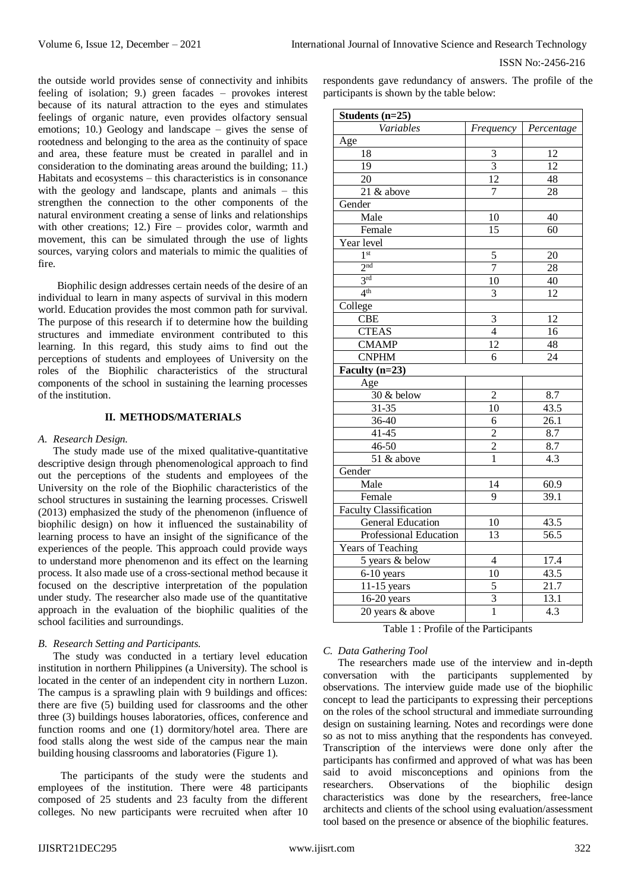the outside world provides sense of connectivity and inhibits feeling of isolation; 9.) green facades – provokes interest because of its natural attraction to the eyes and stimulates feelings of organic nature, even provides olfactory sensual emotions; 10.) Geology and landscape – gives the sense of rootedness and belonging to the area as the continuity of space and area, these feature must be created in parallel and in consideration to the dominating areas around the building; 11.) Habitats and ecosystems – this characteristics is in consonance with the geology and landscape, plants and animals – this strengthen the connection to the other components of the natural environment creating a sense of links and relationships with other creations; 12.) Fire – provides color, warmth and movement, this can be simulated through the use of lights sources, varying colors and materials to mimic the qualities of fire.

Biophilic design addresses certain needs of the desire of an individual to learn in many aspects of survival in this modern world. Education provides the most common path for survival. The purpose of this research if to determine how the building structures and immediate environment contributed to this learning. In this regard, this study aims to find out the perceptions of students and employees of University on the roles of the Biophilic characteristics of the structural components of the school in sustaining the learning processes of the institution.

## II. METHODS/MATERIALS

### *A. Research Design.*

The study made use of the mixed qualitative-quantitative descriptive design through phenomenological approach to find out the perceptions of the students and employees of the University on the role of the Biophilic characteristics of the school structures in sustaining the learning processes. Criswell (2013) emphasized the study of the phenomenon (influence of biophilic design) on how it influenced the sustainability of learning process to have an insight of the significance of the experiences of the people. This approach could provide ways to understand more phenomenon and its effect on the learning process. It also made use of a cross-sectional method because it focused on the descriptive interpretation of the population under study. The researcher also made use of the quantitative approach in the evaluation of the biophilic qualities of the school facilities and surroundings.

### *B. Research Setting and Participants.*

The study was conducted in a tertiary level education institution in northern Philippines (a University). The school is located in the center of an independent city in northern Luzon. The campus is a sprawling plain with 9 buildings and offices: there are five (5) building used for classrooms and the other three (3) buildings houses laboratories, offices, conference and function rooms and one (1) dormitory/hotel area. There are food stalls along the west side of the campus near the main building housing classrooms and laboratories (Figure 1).

The participants of the study were the students and employees of the institution. There were 48 participants composed of 25 students and 23 faculty from the different colleges. No new participants were recruited when after 10 respondents gave redundancy of answers. The profile of the participants is shown by the table below:

| **Students (n=25)** | | |
|---|---|---|
| *Variables* | *Frequency* | *Percentage* |
| Age | | |
| 18 | 3 | 12 |
| 19 | 3 | 12 |
| 20 | 12 | 48 |
| 21 & above | 7 | 28 |
| Gender | | |
| Male | 10 | 40 |
| Female | 15 | 60 |
| Year level | | |
| 1st | 5 | 20 |
| 2nd | 7 | 28 |
| 3rd | 10 | 40 |
| 4th | 3 | 12 |
| College | | |
| CBE | 3 | 12 |
| CTEAS | 4 | 16 |
| CMAMP | 12 | 48 |
| CNPHM | 6 | 24 |
| **Faculty (n=23)** | | |
| Age | | |
| 30 & below | 2 | 8.7 |
| 31-35 | 10 | 43.5 |
| 36-40 | 6 | 26.1 |
| 41-45 | 2 | 8.7 |
| 46-50 | 2 | 8.7 |
| 51 & above | 1 | 4.3 |
| Gender | | |
| Male | 14 | 60.9 |
| Female | 9 | 39.1 |
| Faculty Classification | | |
| General Education | 10 | 43.5 |
| Professional Education | 13 | 56.5 |
| Years of Teaching | | |
| 5 years & below | 4 | 17.4 |
| 6-10 years | 10 | 43.5 |
| 11-15 years | 5 | 21.7 |
| 16-20 years | 3 | 13.1 |
| 20 years & above | 1 | 4.3 |

Table 1 : Profile of the Participants

### *C. Data Gathering Tool*

The researchers made use of the interview and in-depth conversation with the participants supplemented by observations. The interview guide made use of the biophilic concept to lead the participants to expressing their perceptions on the roles of the school structural and immediate surrounding design on sustaining learning. Notes and recordings were done so as not to miss anything that the respondents has conveyed. Transcription of the interviews were done only after the participants has confirmed and approved of what was has been said to avoid misconceptions and opinions from the researchers. Observations of the biophilic design characteristics was done by the researchers, free-lance architects and clients of the school using evaluation/assessment tool based on the presence or absence of the biophilic features.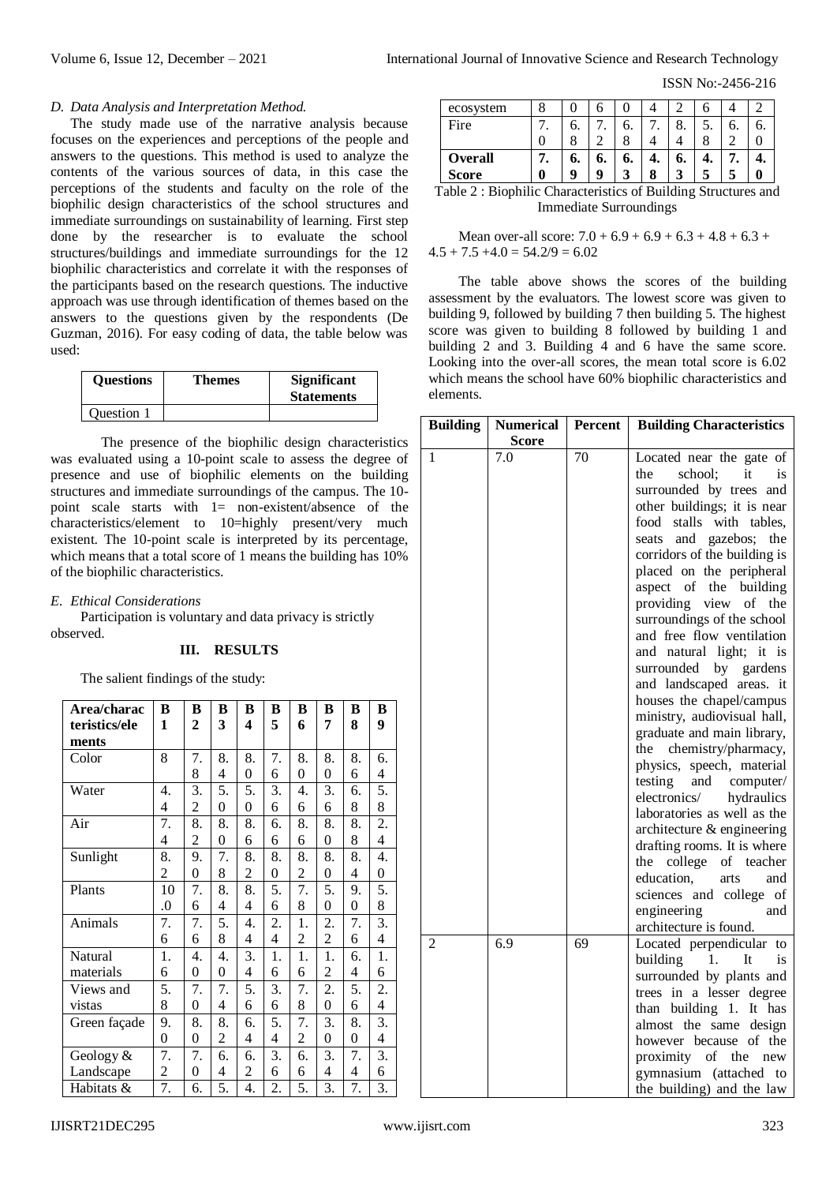### D. Data Analysis and Interpretation Method.

The study made use of the narrative analysis because focuses on the experiences and perceptions of the people and answers to the questions. This method is used to analyze the contents of the various sources of data, in this case the perceptions of the students and faculty on the role of the biophilic design characteristics of the school structures and immediate surroundings on sustainability of learning. First step done by the researcher is to evaluate the school structures/buildings and immediate surroundings for the 12 biophilic characteristics and correlate it with the responses of the participants based on the research questions. The inductive approach was use through identification of themes based on the answers to the questions given by the respondents (De Guzman, 2016). For easy coding of data, the table below was used:

| Questions | Themes | Significant Statements |
|---|---|---|
| Question 1 | | |

The presence of the biophilic design characteristics was evaluated using a 10-point scale to assess the degree of presence and use of biophilic elements on the building structures and immediate surroundings of the campus. The 10-point scale starts with 1= non-existent/absence of the characteristics/element to 10=highly present/very much existent. The 10-point scale is interpreted by its percentage, which means that a total score of 1 means the building has 10% of the biophilic characteristics.

### E. Ethical Considerations

Participation is voluntary and data privacy is strictly observed.

## III. RESULTS

The salient findings of the study:

| Area/characteristics/elements | B1 | B2 | B3 | B4 | B5 | B6 | B7 | B8 | B9 |
|---|---|---|---|---|---|---|---|---|---|
| Color | 8 | 7.8 | 8.4 | 8.0 | 7.6 | 8.0 | 8.0 | 8.6 | 6.4 |
| Water | 4.4 | 3.2 | 5.0 | 5.0 | 3.6 | 4.6 | 3.6 | 6.8 | 5.8 |
| Air | 7.4 | 8.2 | 8.0 | 8.6 | 6.6 | 8.6 | 8.0 | 8.8 | 2.4 |
| Sunlight | 8.2 | 9.0 | 7.8 | 8.2 | 8.0 | 8.2 | 8.0 | 8.4 | 4.0 |
| Plants | 10.0 | 7.6 | 8.4 | 8.4 | 5.6 | 7.8 | 5.0 | 9.0 | 5.8 |
| Animals | 7.6 | 7.6 | 5.8 | 4.4 | 2.4 | 1.2 | 2.2 | 7.6 | 3.4 |
| Natural materials | 1.6 | 4.0 | 4.0 | 3.4 | 1.6 | 1.6 | 1.2 | 6.4 | 1.6 |
| Views and vistas | 5.8 | 7.0 | 7.4 | 5.6 | 3.6 | 7.8 | 2.0 | 5.6 | 2.4 |
| Green façade | 9.0 | 8.0 | 8.2 | 6.4 | 5.4 | 7.2 | 3.0 | 8.0 | 3.4 |
| Geology & Landscape | 7.2 | 7.0 | 6.4 | 6.2 | 3.6 | 6.6 | 3.4 | 7.4 | 3.6 |
| Habitats & ecosystem | 7.8 | 6.0 | 5.6 | 4.0 | 2.4 | 5.2 | 3.6 | 7.4 | 3.2 |
| Fire | 7.0 | 6.8 | 7.2 | 6.8 | 7.4 | 8.4 | 5.8 | 6.2 | 6.0 |
| **Overall Score** | **7.0** | **6.9** | **6.9** | **6.3** | **4.8** | **6.3** | **4.5** | **7.5** | **4.0** |

Table 2 : Biophilic Characteristics of Building Structures and Immediate Surroundings

Mean over-all score: 7.0 + 6.9 + 6.9 + 6.3 + 4.8 + 6.3 + 4.5 + 7.5 +4.0 = 54.2/9 = 6.02

The table above shows the scores of the building assessment by the evaluators. The lowest score was given to building 9, followed by building 7 then building 5. The highest score was given to building 8 followed by building 1 and building 2 and 3. Building 4 and 6 have the same score. Looking into the over-all scores, the mean total score is 6.02 which means the school have 60% biophilic characteristics and elements.

| Building | Numerical Score | Percent | Building Characteristics |
|---|---|---|---|
| 1 | 7.0 | 70 | Located near the gate of the school; it is surrounded by trees and other buildings; it is near food stalls with tables, seats and gazebos; the corridors of the building is placed on the peripheral aspect of the building providing view of the surroundings of the school and free flow ventilation and natural light; it is surrounded by gardens and landscaped areas. it houses the chapel/campus ministry, audiovisual hall, graduate and main library, the chemistry/pharmacy, physics, speech, material testing and computer/ electronics/ hydraulics laboratories as well as the architecture & engineering drafting rooms. It is where the college of teacher education, arts and sciences and college of engineering and architecture is found. |
| 2 | 6.9 | 69 | Located perpendicular to building 1. It is surrounded by plants and trees in a lesser degree than building 1. It has almost the same design however because of the proximity of the new gymnasium (attached to the building) and the law |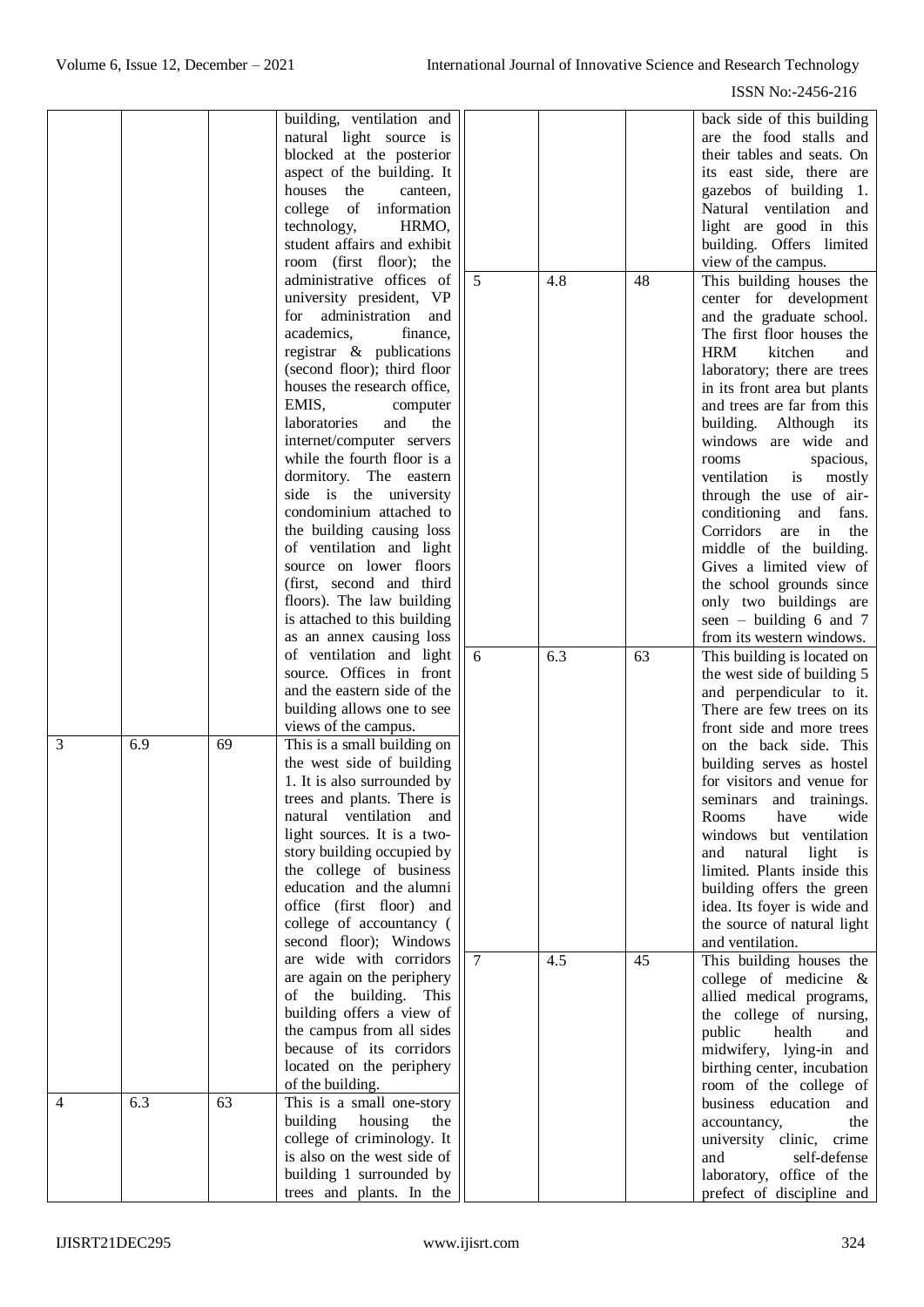| | | | |
|---|---|---|---|
| | | | building, ventilation and natural light source is blocked at the posterior aspect of the building. It houses the canteen, college of information technology, HRMO, student affairs and exhibit room (first floor); the administrative offices of university president, VP for administration and academics, finance, registrar & publications (second floor); third floor houses the research office, EMIS, computer laboratories and the internet/computer servers while the fourth floor is a dormitory. The eastern side is the university condominium attached to the building causing loss of ventilation and light source on lower floors (first, second and third floors). The law building is attached to this building as an annex causing loss of ventilation and light source. Offices in front and the eastern side of the building allows one to see views of the campus. |
| 3 | 6.9 | 69 | This is a small building on the west side of building 1. It is also surrounded by trees and plants. There is natural ventilation and light sources. It is a two-story building occupied by the college of business education and the alumni office (first floor) and college of accountancy ( second floor); Windows are wide with corridors are again on the periphery of the building. This building offers a view of the campus from all sides because of its corridors located on the periphery of the building. |
| 4 | 6.3 | 63 | This is a small one-story building housing the college of criminology. It is also on the west side of building 1 surrounded by trees and plants. In the back side of this building are the food stalls and their tables and seats. On its east side, there are gazebos of building 1. Natural ventilation and light are good in this building. Offers limited view of the campus. |
| 5 | 4.8 | 48 | This building houses the center for development and the graduate school. The first floor houses the HRM kitchen and laboratory; there are trees in its front area but plants and trees are far from this building. Although its windows are wide and rooms spacious, ventilation is mostly through the use of air-conditioning and fans. Corridors are in the middle of the building. Gives a limited view of the school grounds since only two buildings are seen – building 6 and 7 from its western windows. |
| 6 | 6.3 | 63 | This building is located on the west side of building 5 and perpendicular to it. There are few trees on its front side and more trees on the back side. This building serves as hostel for visitors and venue for seminars and trainings. Rooms have wide windows but ventilation and natural light is limited. Plants inside this building offers the green idea. Its foyer is wide and the source of natural light and ventilation. |
| 7 | 4.5 | 45 | This building houses the college of medicine & allied medical programs, the college of nursing, public health and midwifery, lying-in and birthing center, incubation room of the college of business education and accountancy, the university clinic, crime and self-defense laboratory, office of the prefect of discipline and |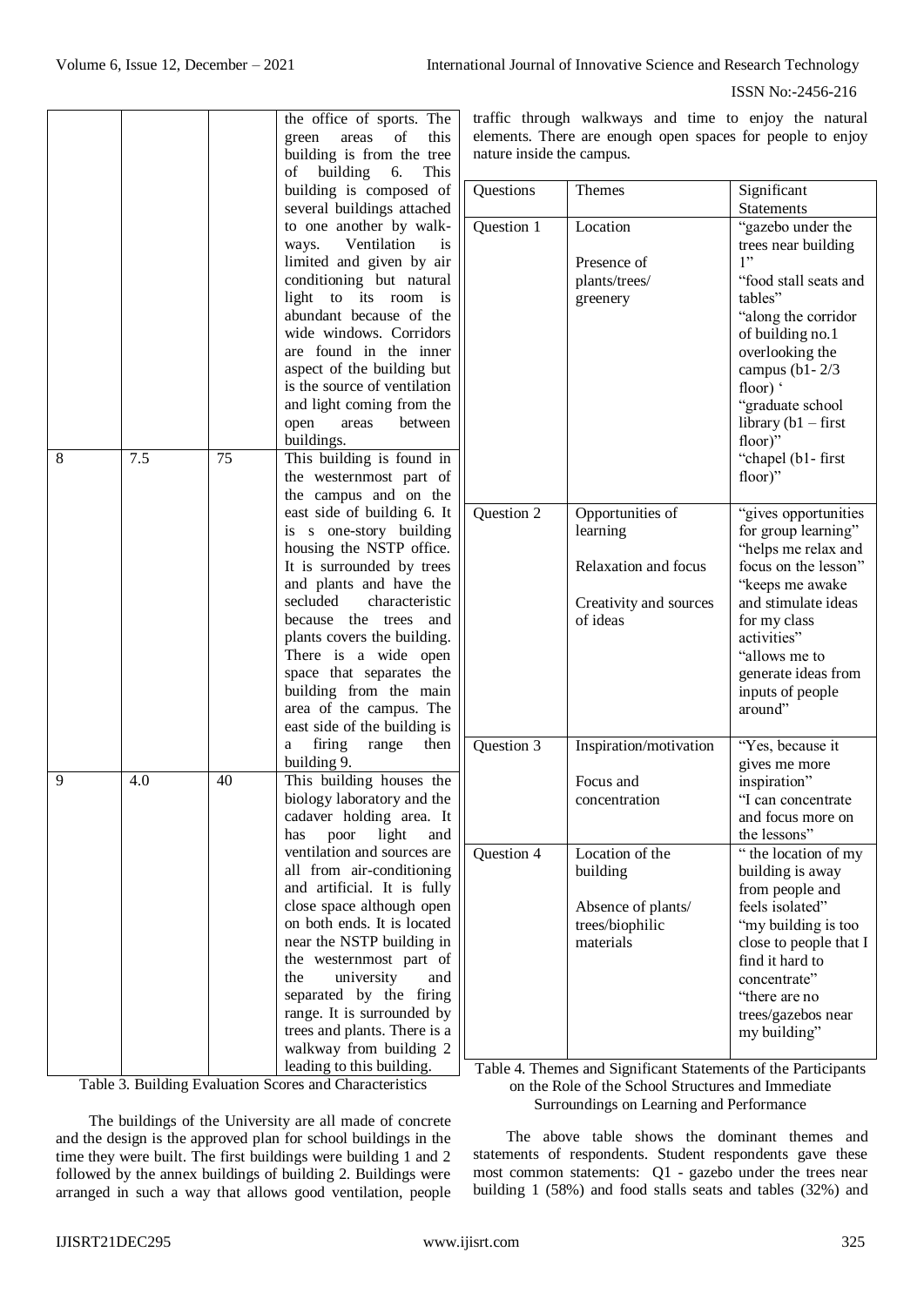| | | | the office of sports. The green areas of this building is from the tree of building 6. This building is composed of several buildings attached to one another by walk-ways. Ventilation is limited and given by air conditioning but natural light to its room is abundant because of the wide windows. Corridors are found in the inner aspect of the building but is the source of ventilation and light coming from the open areas between buildings. |
|---|---|---|---|
| 8 | 7.5 | 75 | This building is found in the westernmost part of the campus and on the east side of building 6. It is s one-story building housing the NSTP office. It is surrounded by trees and plants and have the secluded characteristic because the trees and plants covers the building. There is a wide open space that separates the building from the main area of the campus. The east side of the building is a firing range then building 9. |
| 9 | 4.0 | 40 | This building houses the biology laboratory and the cadaver holding area. It has poor light and ventilation and sources are all from air-conditioning and artificial. It is fully close space although open on both ends. It is located near the NSTP building in the westernmost part of the university and separated by the firing range. It is surrounded by trees and plants. There is a walkway from building 2 leading to this building. |

Table 3. Building Evaluation Scores and Characteristics

The buildings of the University are all made of concrete and the design is the approved plan for school buildings in the time they were built. The first buildings were building 1 and 2 followed by the annex buildings of building 2. Buildings were arranged in such a way that allows good ventilation, people traffic through walkways and time to enjoy the natural elements. There are enough open spaces for people to enjoy nature inside the campus.

| Questions | Themes | Significant Statements |
|---|---|---|
| Question 1 | Location<br><br>Presence of plants/trees/ greenery | "gazebo under the trees near building 1"<br>"food stall seats and tables"<br>"along the corridor of building no.1 overlooking the campus (b1- 2/3 floor) '<br>"graduate school library (b1 – first floor)"<br>"chapel (b1- first floor)" |
| Question 2 | Opportunities of learning<br><br>Relaxation and focus<br><br>Creativity and sources of ideas | "gives opportunities for group learning"<br>"helps me relax and focus on the lesson"<br>"keeps me awake and stimulate ideas for my class activities"<br>"allows me to generate ideas from inputs of people around" |
| Question 3 | Inspiration/motivation<br><br>Focus and concentration | "Yes, because it gives me more inspiration"<br>"I can concentrate and focus more on the lessons" |
| Question 4 | Location of the building<br><br>Absence of plants/ trees/biophilic materials | " the location of my building is away from people and feels isolated"<br>"my building is too close to people that I find it hard to concentrate"<br>"there are no trees/gazebos near my building" |

Table 4. Themes and Significant Statements of the Participants on the Role of the School Structures and Immediate Surroundings on Learning and Performance

The above table shows the dominant themes and statements of respondents. Student respondents gave these most common statements: Q1 - gazebo under the trees near building 1 (58%) and food stalls seats and tables (32%) and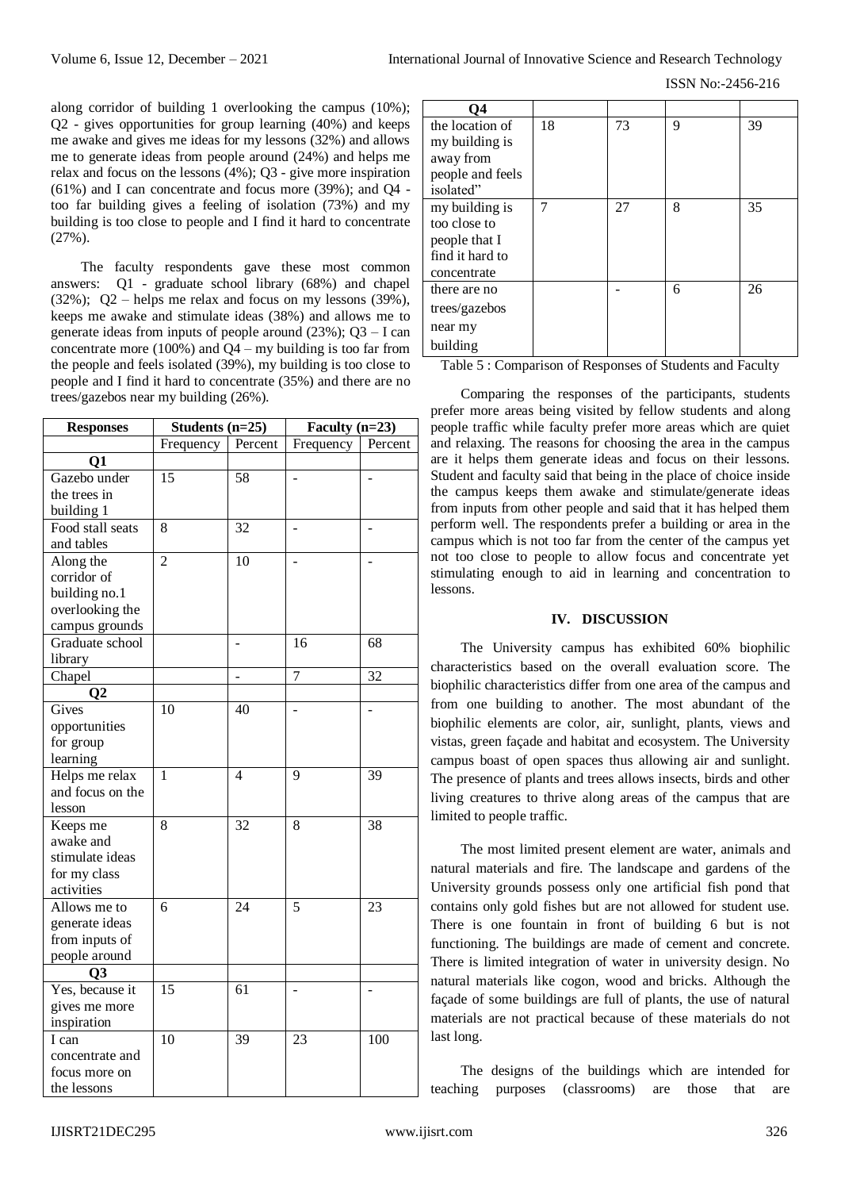along corridor of building 1 overlooking the campus (10%); Q2 - gives opportunities for group learning (40%) and keeps me awake and gives me ideas for my lessons (32%) and allows me to generate ideas from people around (24%) and helps me relax and focus on the lessons (4%); Q3 - give more inspiration (61%) and I can concentrate and focus more (39%); and Q4 - too far building gives a feeling of isolation (73%) and my building is too close to people and I find it hard to concentrate (27%).

The faculty respondents gave these most common answers: Q1 - graduate school library (68%) and chapel (32%); Q2 – helps me relax and focus on my lessons (39%), keeps me awake and stimulate ideas (38%) and allows me to generate ideas from inputs of people around (23%); Q3 – I can concentrate more (100%) and Q4 – my building is too far from the people and feels isolated (39%), my building is too close to people and I find it hard to concentrate (35%) and there are no trees/gazebos near my building (26%).

| Responses | Students (n=25) | | Faculty (n=23) | |
|---|---|---|---|---|
| | Frequency | Percent | Frequency | Percent |
| **Q1** | | | | |
| Gazebo under the trees in building 1 | 15 | 58 | - | - |
| Food stall seats and tables | 8 | 32 | - | - |
| Along the corridor of building no.1 overlooking the campus grounds | 2 | 10 | - | - |
| Graduate school library | | - | 16 | 68 |
| Chapel | | - | 7 | 32 |
| **Q2** | | | | |
| Gives opportunities for group learning | 10 | 40 | - | - |
| Helps me relax and focus on the lesson | 1 | 4 | 9 | 39 |
| Keeps me awake and stimulate ideas for my class activities | 8 | 32 | 8 | 38 |
| Allows me to generate ideas from inputs of people around | 6 | 24 | 5 | 23 |
| **Q3** | | | | |
| Yes, because it gives me more inspiration | 15 | 61 | - | - |
| I can concentrate and focus more on the lessons | 10 | 39 | 23 | 100 |
| **Q4** | | | | |
| the location of my building is away from people and feels isolated" | 18 | 73 | 9 | 39 |
| my building is too close to people that I find it hard to concentrate | 7 | 27 | 8 | 35 |
| there are no trees/gazebos near my building | | - | 6 | 26 |

Table 5 : Comparison of Responses of Students and Faculty

Comparing the responses of the participants, students prefer more areas being visited by fellow students and along people traffic while faculty prefer more areas which are quiet and relaxing. The reasons for choosing the area in the campus are it helps them generate ideas and focus on their lessons. Student and faculty said that being in the place of choice inside the campus keeps them awake and stimulate/generate ideas from inputs from other people and said that it has helped them perform well. The respondents prefer a building or area in the campus which is not too far from the center of the campus yet not too close to people to allow focus and concentrate yet stimulating enough to aid in learning and concentration to lessons.

## IV. DISCUSSION

The University campus has exhibited 60% biophilic characteristics based on the overall evaluation score. The biophilic characteristics differ from one area of the campus and from one building to another. The most abundant of the biophilic elements are color, air, sunlight, plants, views and vistas, green façade and habitat and ecosystem. The University campus boast of open spaces thus allowing air and sunlight. The presence of plants and trees allows insects, birds and other living creatures to thrive along areas of the campus that are limited to people traffic.

The most limited present element are water, animals and natural materials and fire. The landscape and gardens of the University grounds possess only one artificial fish pond that contains only gold fishes but are not allowed for student use. There is one fountain in front of building 6 but is not functioning. The buildings are made of cement and concrete. There is limited integration of water in university design. No natural materials like cogon, wood and bricks. Although the façade of some buildings are full of plants, the use of natural materials are not practical because of these materials do not last long.

The designs of the buildings which are intended for teaching purposes (classrooms) are those that are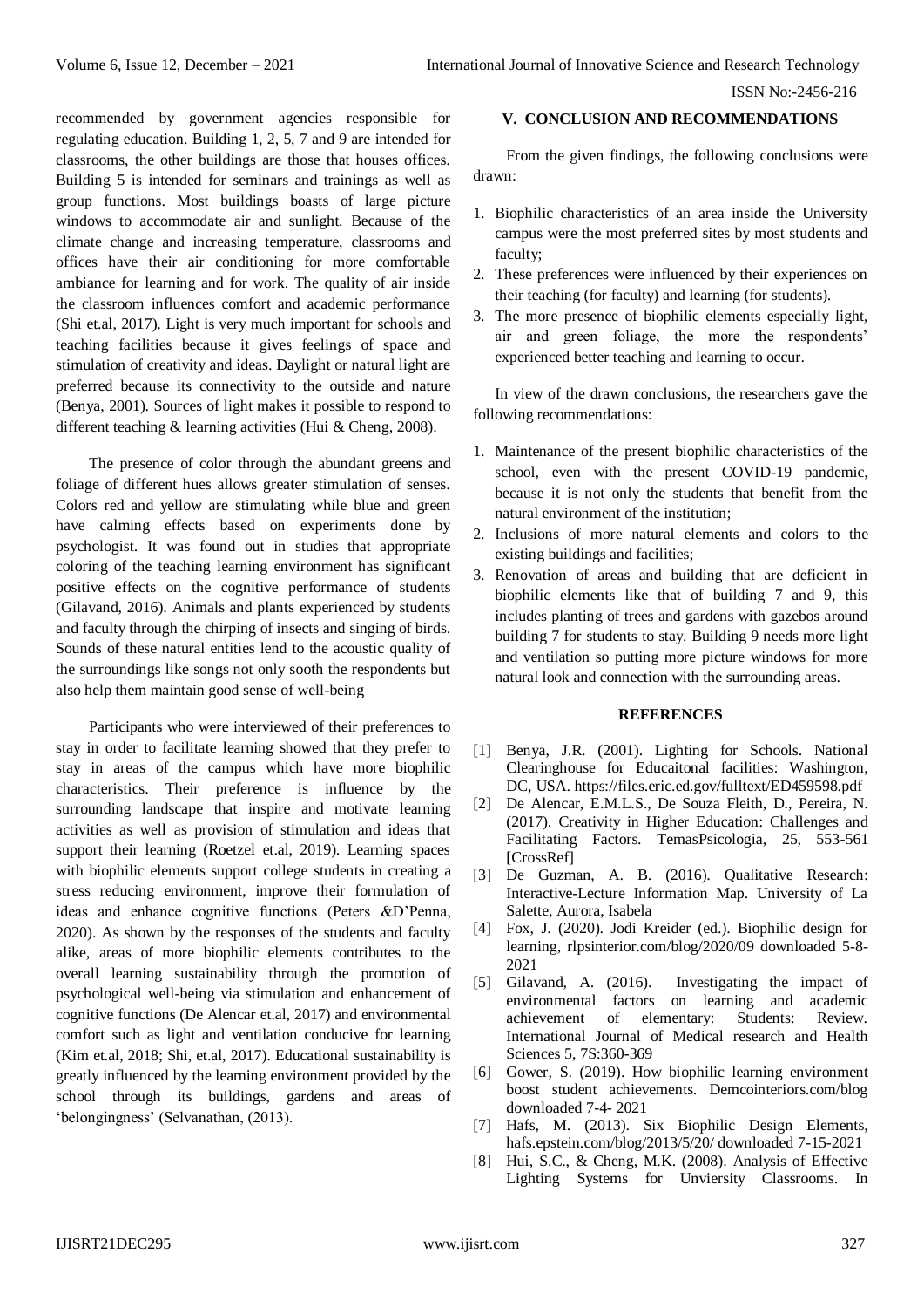recommended by government agencies responsible for regulating education. Building 1, 2, 5, 7 and 9 are intended for classrooms, the other buildings are those that houses offices. Building 5 is intended for seminars and trainings as well as group functions. Most buildings boasts of large picture windows to accommodate air and sunlight. Because of the climate change and increasing temperature, classrooms and offices have their air conditioning for more comfortable ambiance for learning and for work. The quality of air inside the classroom influences comfort and academic performance (Shi et.al, 2017). Light is very much important for schools and teaching facilities because it gives feelings of space and stimulation of creativity and ideas. Daylight or natural light are preferred because its connectivity to the outside and nature (Benya, 2001). Sources of light makes it possible to respond to different teaching & learning activities (Hui & Cheng, 2008).

The presence of color through the abundant greens and foliage of different hues allows greater stimulation of senses. Colors red and yellow are stimulating while blue and green have calming effects based on experiments done by psychologist. It was found out in studies that appropriate coloring of the teaching learning environment has significant positive effects on the cognitive performance of students (Gilavand, 2016). Animals and plants experienced by students and faculty through the chirping of insects and singing of birds. Sounds of these natural entities lend to the acoustic quality of the surroundings like songs not only sooth the respondents but also help them maintain good sense of well-being

Participants who were interviewed of their preferences to stay in order to facilitate learning showed that they prefer to stay in areas of the campus which have more biophilic characteristics. Their preference is influence by the surrounding landscape that inspire and motivate learning activities as well as provision of stimulation and ideas that support their learning (Roetzel et.al, 2019). Learning spaces with biophilic elements support college students in creating a stress reducing environment, improve their formulation of ideas and enhance cognitive functions (Peters &D'Penna, 2020). As shown by the responses of the students and faculty alike, areas of more biophilic elements contributes to the overall learning sustainability through the promotion of psychological well-being via stimulation and enhancement of cognitive functions (De Alencar et.al, 2017) and environmental comfort such as light and ventilation conducive for learning (Kim et.al, 2018; Shi, et.al, 2017). Educational sustainability is greatly influenced by the learning environment provided by the school through its buildings, gardens and areas of 'belongingness' (Selvanathan, (2013).

## V. CONCLUSION AND RECOMMENDATIONS

From the given findings, the following conclusions were drawn:

1. Biophilic characteristics of an area inside the University campus were the most preferred sites by most students and faculty;
2. These preferences were influenced by their experiences on their teaching (for faculty) and learning (for students).
3. The more presence of biophilic elements especially light, air and green foliage, the more the respondents' experienced better teaching and learning to occur.

In view of the drawn conclusions, the researchers gave the following recommendations:

1. Maintenance of the present biophilic characteristics of the school, even with the present COVID-19 pandemic, because it is not only the students that benefit from the natural environment of the institution;
2. Inclusions of more natural elements and colors to the existing buildings and facilities;
3. Renovation of areas and building that are deficient in biophilic elements like that of building 7 and 9, this includes planting of trees and gardens with gazebos around building 7 for students to stay. Building 9 needs more light and ventilation so putting more picture windows for more natural look and connection with the surrounding areas.

## REFERENCES

[1] Benya, J.R. (2001). Lighting for Schools. National Clearinghouse for Educaitonal facilities: Washington, DC, USA. https://files.eric.ed.gov/fulltext/ED459598.pdf

[2] De Alencar, E.M.L.S., De Souza Fleith, D., Pereira, N. (2017). Creativity in Higher Education: Challenges and Facilitating Factors. TemasPsicologia, 25, 553-561 [CrossRef]

[3] De Guzman, A. B. (2016). Qualitative Research: Interactive-Lecture Information Map. University of La Salette, Aurora, Isabela

[4] Fox, J. (2020). Jodi Kreider (ed.). Biophilic design for learning, rlpsinterior.com/blog/2020/09 downloaded 5-8-2021

[5] Gilavand, A. (2016). Investigating the impact of environmental factors on learning and academic achievement of elementary: Students: Review. International Journal of Medical research and Health Sciences 5, 7S:360-369

[6] Gower, S. (2019). How biophilic learning environment boost student achievements. Demcointeriors.com/blog downloaded 7-4- 2021

[7] Hafs, M. (2013). Six Biophilic Design Elements, hafs.epstein.com/blog/2013/5/20/ downloaded 7-15-2021

[8] Hui, S.C., & Cheng, M.K. (2008). Analysis of Effective Lighting Systems for Unviersity Classrooms. In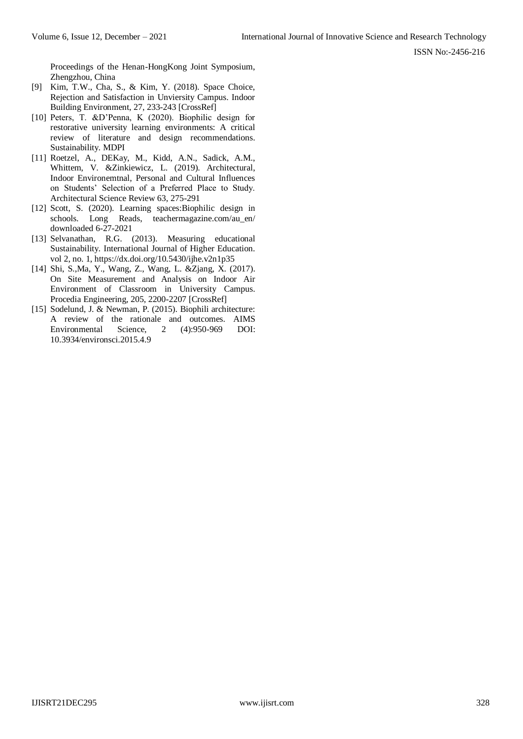Proceedings of the Henan-HongKong Joint Symposium, Zhengzhou, China

[9] Kim, T.W., Cha, S., & Kim, Y. (2018). Space Choice, Rejection and Satisfaction in Unviersity Campus. Indoor Building Environment, 27, 233-243 [CrossRef]

[10] Peters, T. &D'Penna, K (2020). Biophilic design for restorative university learning environments: A critical review of literature and design recommendations. Sustainability. MDPI

[11] Roetzel, A., DEKay, M., Kidd, A.N., Sadick, A.M., Whittem, V. &Zinkiewicz, L. (2019). Architectural, Indoor Environemtnal, Personal and Cultural Influences on Students' Selection of a Preferred Place to Study. Architectural Science Review 63, 275-291

[12] Scott, S. (2020). Learning spaces:Biophilic design in schools. Long Reads, teachermagazine.com/au_en/ downloaded 6-27-2021

[13] Selvanathan, R.G. (2013). Measuring educational Sustainability. International Journal of Higher Education. vol 2, no. 1, https://dx.doi.org/10.5430/ijhe.v2n1p35

[14] Shi, S.,Ma, Y., Wang, Z., Wang, L. &Zjang, X. (2017). On Site Measurement and Analysis on Indoor Air Environment of Classroom in University Campus. Procedia Engineering, 205, 2200-2207 [CrossRef]

[15] Sodelund, J. & Newman, P. (2015). Biophili architecture: A review of the rationale and outcomes. AIMS Environmental Science, 2 (4):950-969 DOI: 10.3934/environsci.2015.4.9